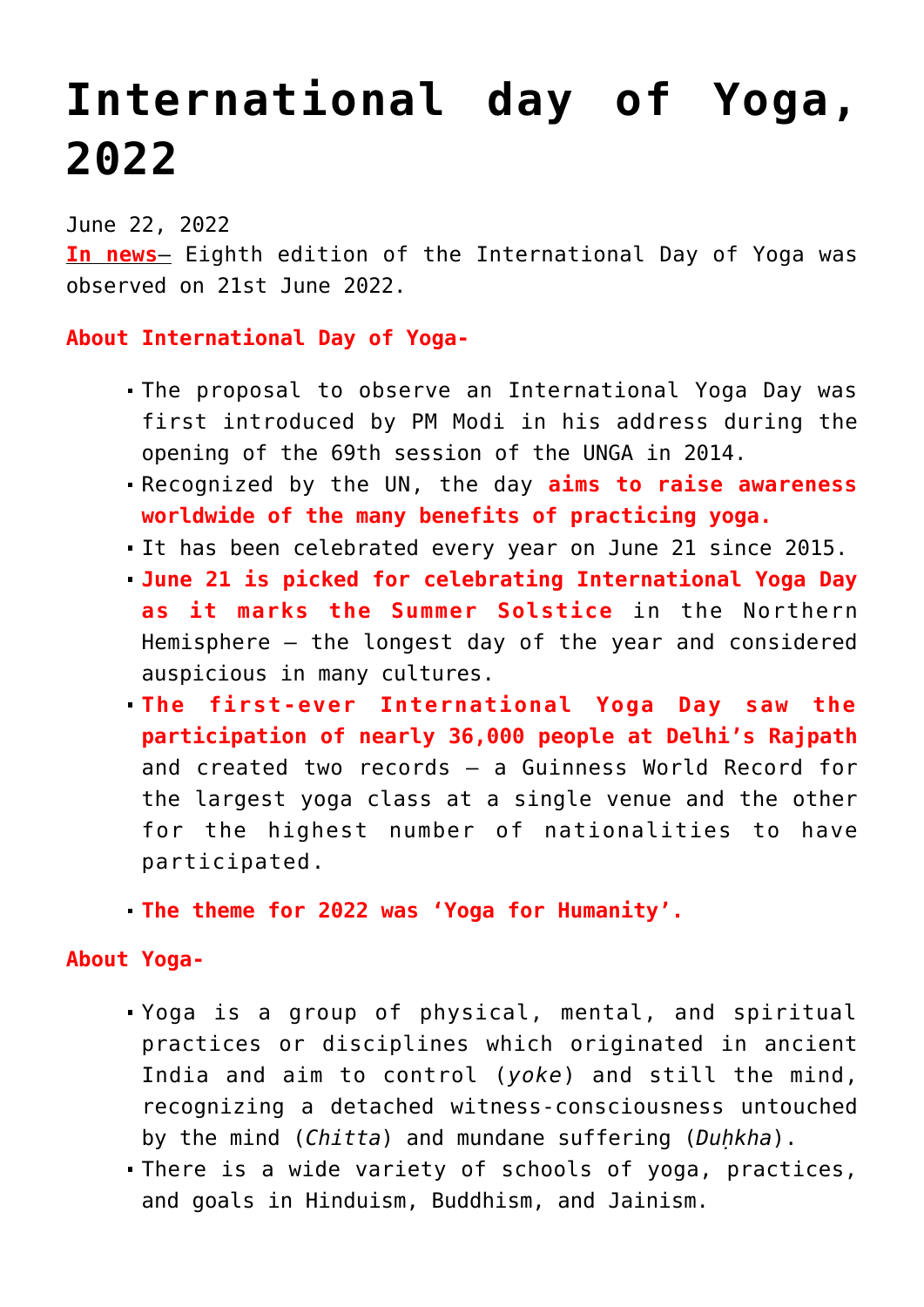# International day of Yoga, 2022

June 22, 2022

**In news**– Eighth edition of the International Day of Yoga was observed on 21st June 2022.

**About International Day of Yoga-**

- The proposal to observe an International Yoga Day was first introduced by PM Modi in his address during the opening of the 69th session of the UNGA in 2014.
- Recognized by the UN, the day **aims to raise awareness worldwide of the many benefits of practicing yoga.**
- It has been celebrated every year on June 21 since 2015.
- **June 21 is picked for celebrating International Yoga Day as it marks the Summer Solstice** in the Northern Hemisphere – the longest day of the year and considered auspicious in many cultures.
- **The first-ever International Yoga Day saw the participation of nearly 36,000 people at Delhi's Rajpath** and created two records – a Guinness World Record for the largest yoga class at a single venue and the other for the highest number of nationalities to have participated.
- **The theme for 2022 was 'Yoga for Humanity'.**

**About Yoga-**

- Yoga is a group of physical, mental, and spiritual practices or disciplines which originated in ancient India and aim to control (*yoke*) and still the mind, recognizing a detached witness-consciousness untouched by the mind (*Chitta*) and mundane suffering (*Duḥkha*).
- There is a wide variety of schools of yoga, practices, and goals in Hinduism, Buddhism, and Jainism.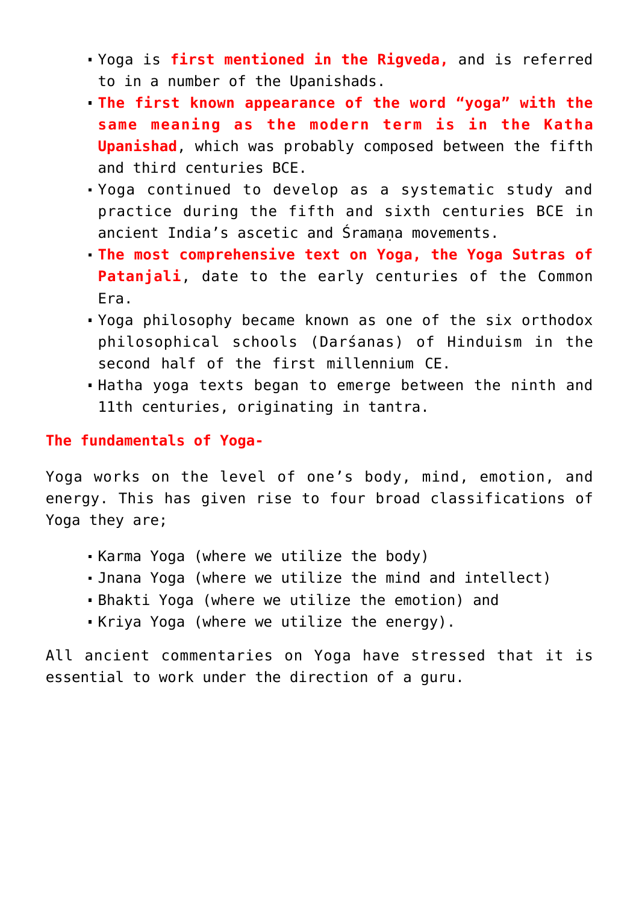- Yoga is **first mentioned in the Rigveda,** and is referred to in a number of the Upanishads.
- **The first known appearance of the word "yoga" with the same meaning as the modern term is in the Katha Upanishad**, which was probably composed between the fifth and third centuries BCE.
- Yoga continued to develop as a systematic study and practice during the fifth and sixth centuries BCE in ancient India's ascetic and Śramaṇa movements.
- **The most comprehensive text on Yoga, the Yoga Sutras of Patanjali**, date to the early centuries of the Common Era.
- Yoga philosophy became known as one of the six orthodox philosophical schools (Darśanas) of Hinduism in the second half of the first millennium CE.
- Hatha yoga texts began to emerge between the ninth and 11th centuries, originating in tantra.

**The fundamentals of Yoga-**

Yoga works on the level of one's body, mind, emotion, and energy. This has given rise to four broad classifications of Yoga they are;

- Karma Yoga (where we utilize the body)
- Jnana Yoga (where we utilize the mind and intellect)
- Bhakti Yoga (where we utilize the emotion) and
- Kriya Yoga (where we utilize the energy).

All ancient commentaries on Yoga have stressed that it is essential to work under the direction of a guru.